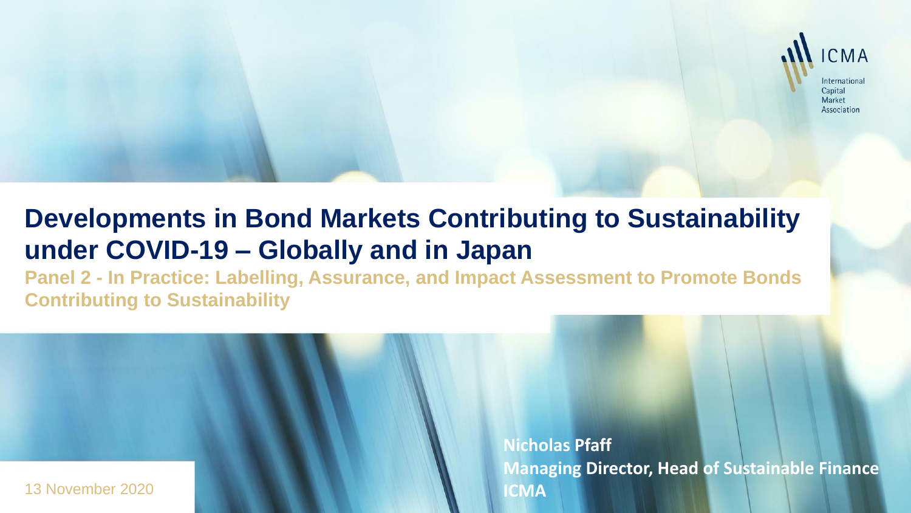ICMA

International Capital Market Association

# Developments in Bond Markets Contributing to Sustainability under COVID-19 – Globally and in Japan

**Panel 2 - In Practice: Labelling, Assurance, and Impact Assessment to Promote Bonds Contributing to Sustainability**

13 November 2020

**Nicholas Pfaff**
**Managing Director, Head of Sustainable Finance**
**ICMA**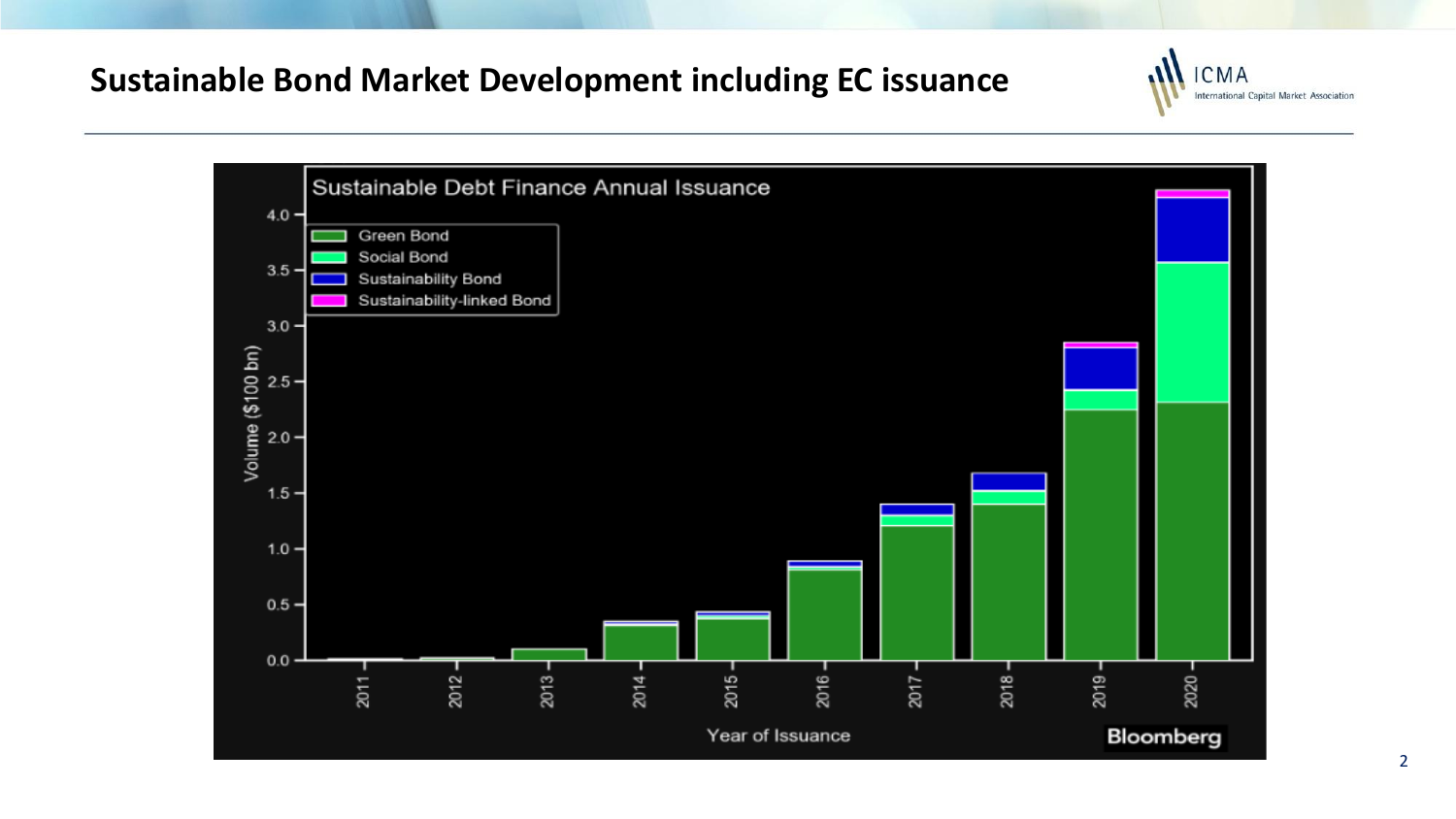# Sustainable Bond Market Development including EC issuance

Sustainable Debt Finance Annual Issuance

Green Bond
Social Bond
Sustainability Bond
Sustainability-linked Bond

Volume ($100 bn)

Year of Issuance

Bloomberg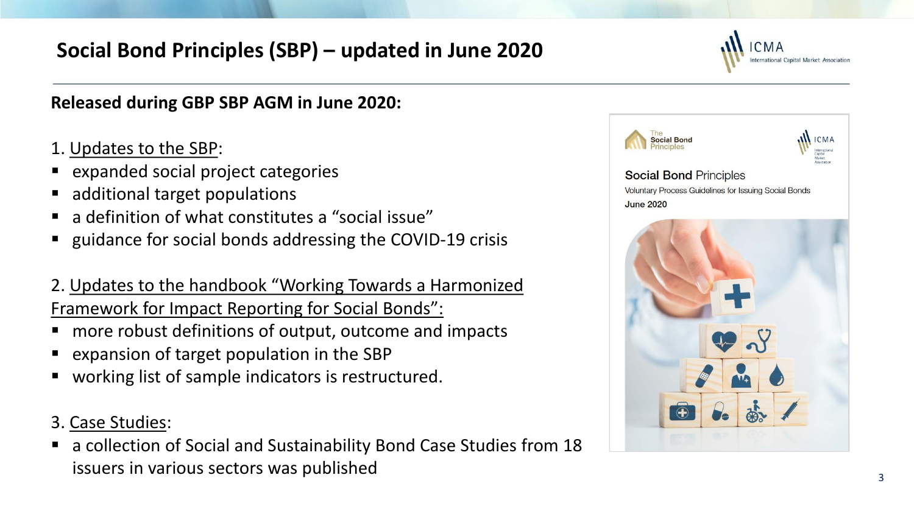# Social Bond Principles (SBP) – updated in June 2020

**Released during GBP SBP AGM in June 2020:**

1. Updates to the SBP:

- expanded social project categories
- additional target populations
- a definition of what constitutes a "social issue"
- guidance for social bonds addressing the COVID-19 crisis

2. Updates to the handbook "Working Towards a Harmonized Framework for Impact Reporting for Social Bonds":

- more robust definitions of output, outcome and impacts
- expansion of target population in the SBP
- working list of sample indicators is restructured.

3. Case Studies:

- a collection of Social and Sustainability Bond Case Studies from 18 issuers in various sectors was published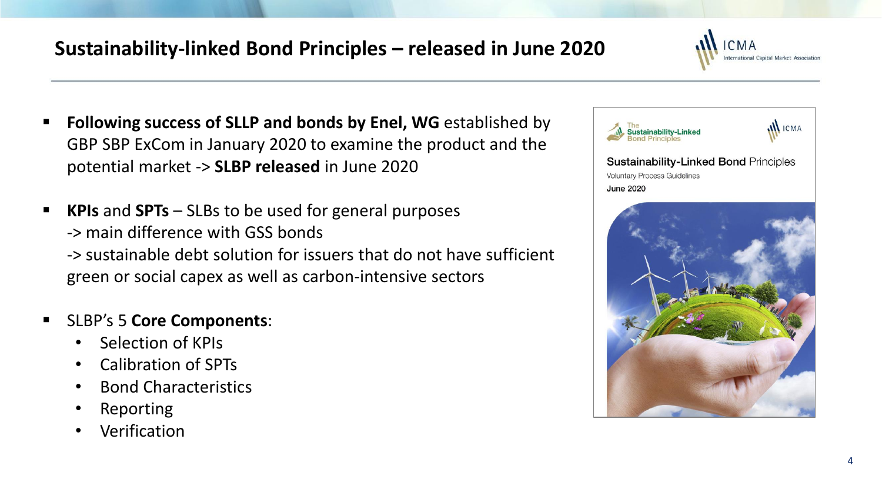# Sustainability-linked Bond Principles – released in June 2020

- **Following success of SLLP and bonds by Enel, WG** established by GBP SBP ExCom in January 2020 to examine the product and the potential market -> **SLBP released** in June 2020

- **KPIs** and **SPTs** – SLBs to be used for general purposes
  -> main difference with GSS bonds
  -> sustainable debt solution for issuers that do not have sufficient green or social capex as well as carbon-intensive sectors

- SLBP's 5 **Core Components**:
  - Selection of KPIs
  - Calibration of SPTs
  - Bond Characteristics
  - Reporting
  - Verification

The Sustainability-Linked Bond Principles

Sustainability-Linked Bond Principles

Voluntary Process Guidelines

June 2020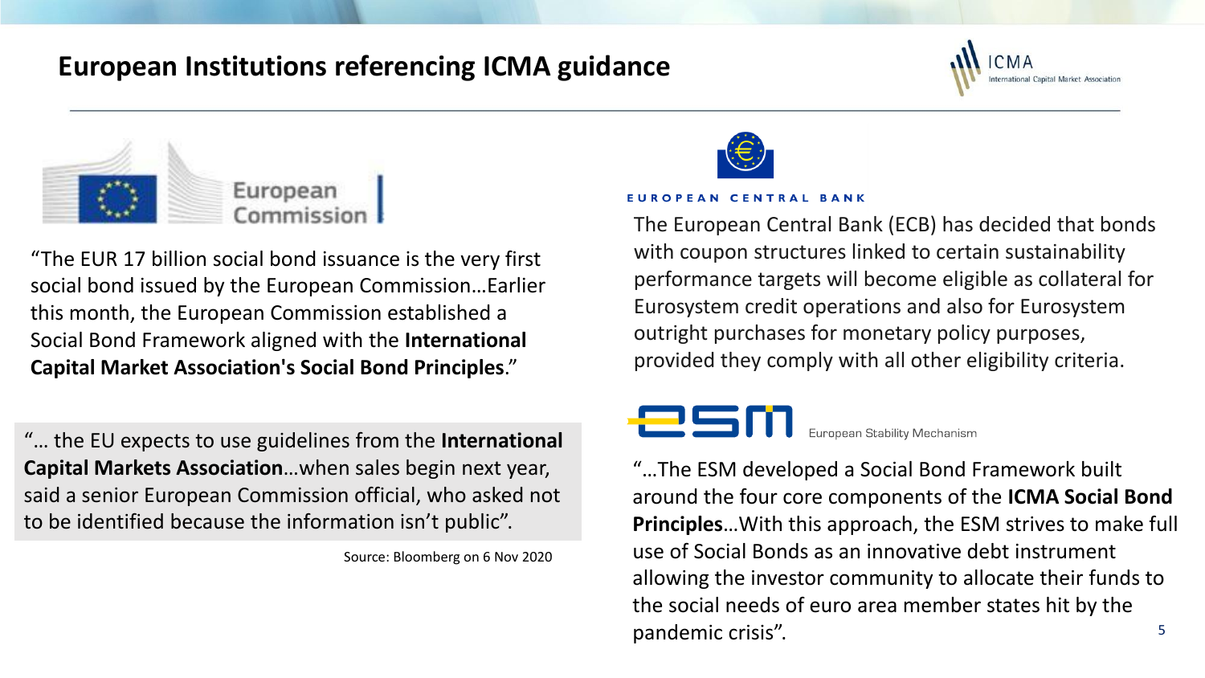# European Institutions referencing ICMA guidance

European Commission

"The EUR 17 billion social bond issuance is the very first social bond issued by the European Commission…Earlier this month, the European Commission established a Social Bond Framework aligned with the **International Capital Market Association's Social Bond Principles**."

"… the EU expects to use guidelines from the **International Capital Markets Association**…when sales begin next year, said a senior European Commission official, who asked not to be identified because the information isn't public".

Source: Bloomberg on 6 Nov 2020

EUROPEAN CENTRAL BANK

The European Central Bank (ECB) has decided that bonds with coupon structures linked to certain sustainability performance targets will become eligible as collateral for Eurosystem credit operations and also for Eurosystem outright purchases for monetary policy purposes, provided they comply with all other eligibility criteria.

esm European Stability Mechanism

"…The ESM developed a Social Bond Framework built around the four core components of the **ICMA Social Bond Principles**…With this approach, the ESM strives to make full use of Social Bonds as an innovative debt instrument allowing the investor community to allocate their funds to the social needs of euro area member states hit by the pandemic crisis".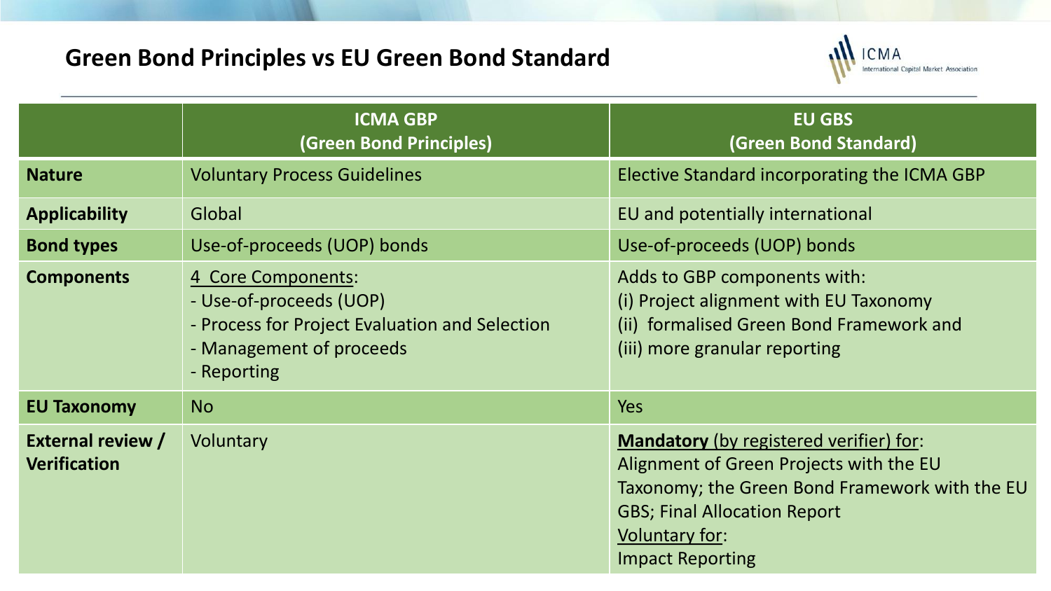## Green Bond Principles vs EU Green Bond Standard

| | ICMA GBP (Green Bond Principles) | EU GBS (Green Bond Standard) |
|---|---|---|
| **Nature** | Voluntary Process Guidelines | Elective Standard incorporating the ICMA GBP |
| **Applicability** | Global | EU and potentially international |
| **Bond types** | Use-of-proceeds (UOP) bonds | Use-of-proceeds (UOP) bonds |
| **Components** | 4 Core Components:<br>- Use-of-proceeds (UOP)<br>- Process for Project Evaluation and Selection<br>- Management of proceeds<br>- Reporting | Adds to GBP components with:<br>(i) Project alignment with EU Taxonomy<br>(ii) formalised Green Bond Framework and<br>(iii) more granular reporting |
| **EU Taxonomy** | No | Yes |
| **External review / Verification** | Voluntary | **Mandatory** (by registered verifier) for:<br>Alignment of Green Projects with the EU Taxonomy; the Green Bond Framework with the EU GBS; Final Allocation Report<br>Voluntary for:<br>Impact Reporting |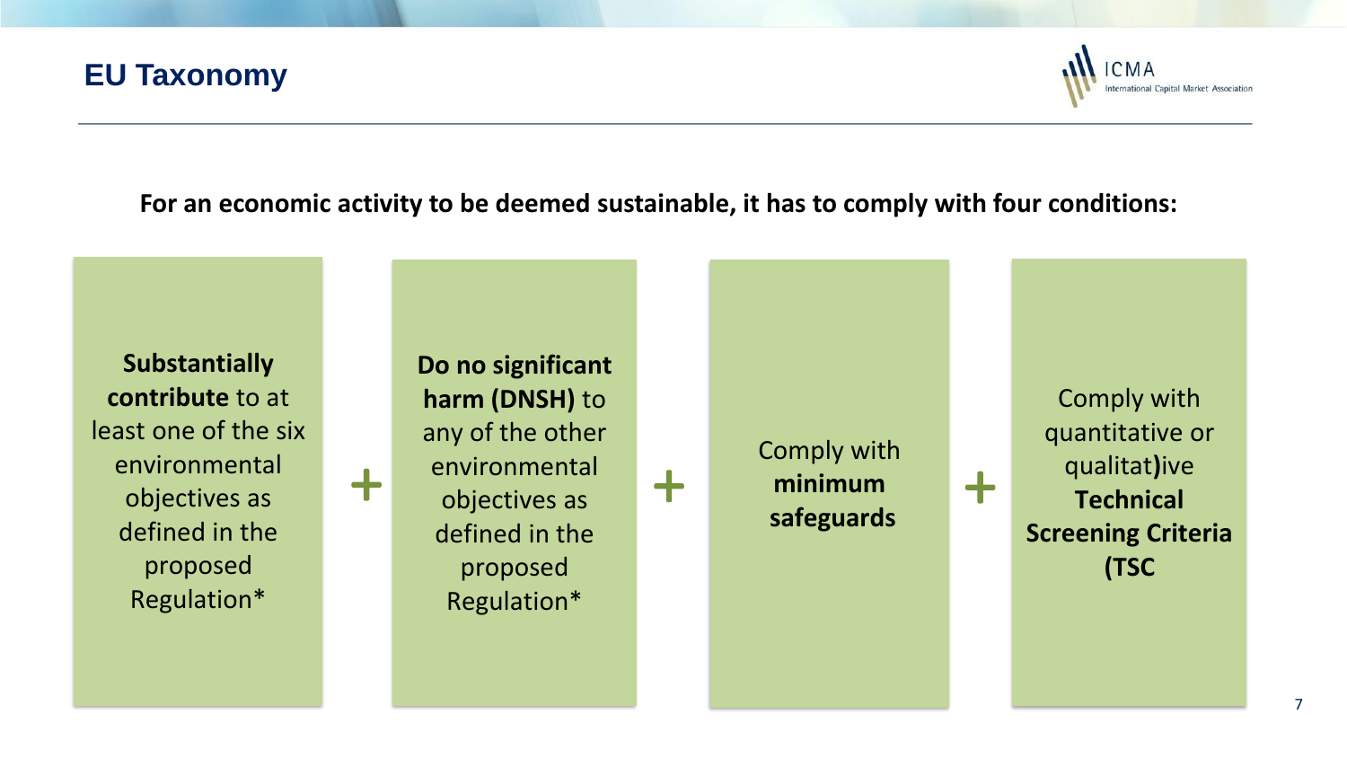# EU Taxonomy

**For an economic activity to be deemed sustainable, it has to comply with four conditions:**

**Substantially contribute** to at least one of the six environmental objectives as defined in the proposed Regulation*

+

**Do no significant harm (DNSH)** to any of the other environmental objectives as defined in the proposed Regulation*

+

Comply with **minimum safeguards**

+

Comply with quantitative or qualitat**)**ive **Technical Screening Criteria (TSC**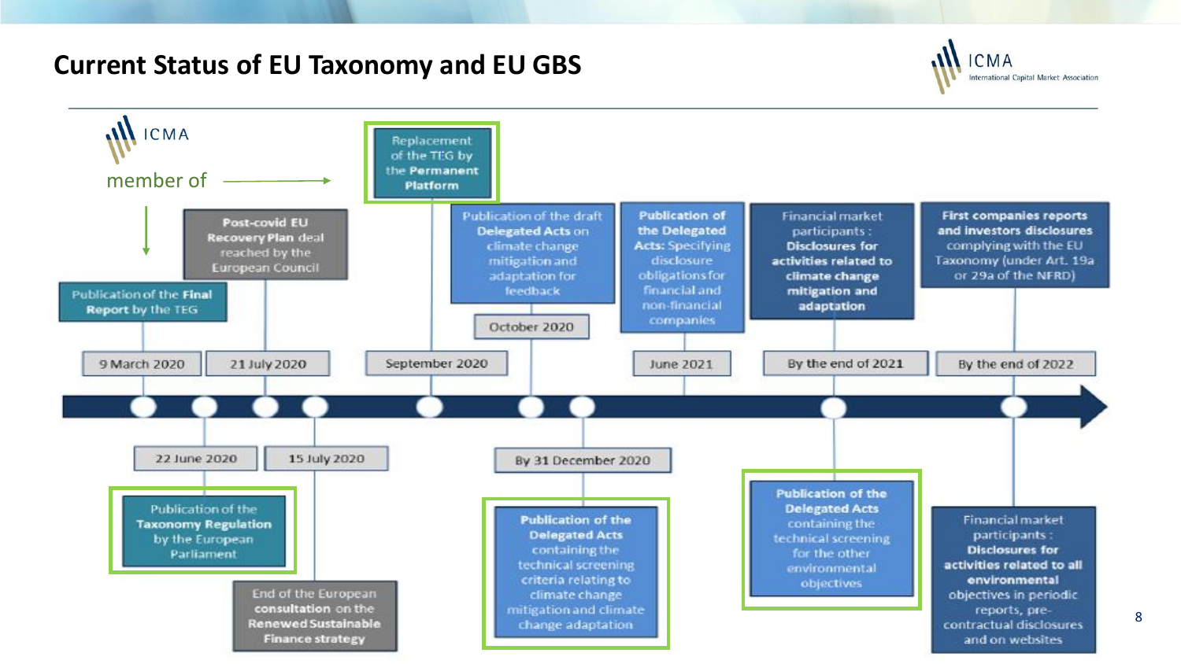# Current Status of EU Taxonomy and EU GBS

ICMA member of → Replacement of the TEG by the **Permanent Platform**

- **9 March 2020** — Publication of the **Final Report** by the TEG
- **22 June 2020** — Publication of the **Taxonomy Regulation** by the European Parliament
- **21 July 2020** — **Post-covid EU Recovery Plan** deal reached by the European Council
- **15 July 2020** — End of the European **consultation** on the **Renewed Sustainable Finance strategy**
- **September 2020** — Replacement of the TEG by the **Permanent Platform**
- **October 2020** — Publication of the draft **Delegated Acts** on climate change mitigation and adaptation for feedback
- **By 31 December 2020** — **Publication of the Delegated Acts** containing the technical screening criteria relating to climate change mitigation and climate change adaptation
- **June 2021** — **Publication of the Delegated Acts:** Specifying disclosure obligations for financial and non-financial companies
- **By the end of 2021** — Financial market participants : **Disclosures for activities related to climate change mitigation and adaptation**
- **By the end of 2021** — **Publication of the Delegated Acts** containing the technical screening for the other environmental objectives
- **By the end of 2022** — **First companies reports and investors disclosures** complying with the EU Taxonomy (under Art. 19a or 29a of the NFRD)
- **By the end of 2022** — Financial market participants : **Disclosures for activities related to all environmental** objectives in periodic reports, pre-contractual disclosures and on websites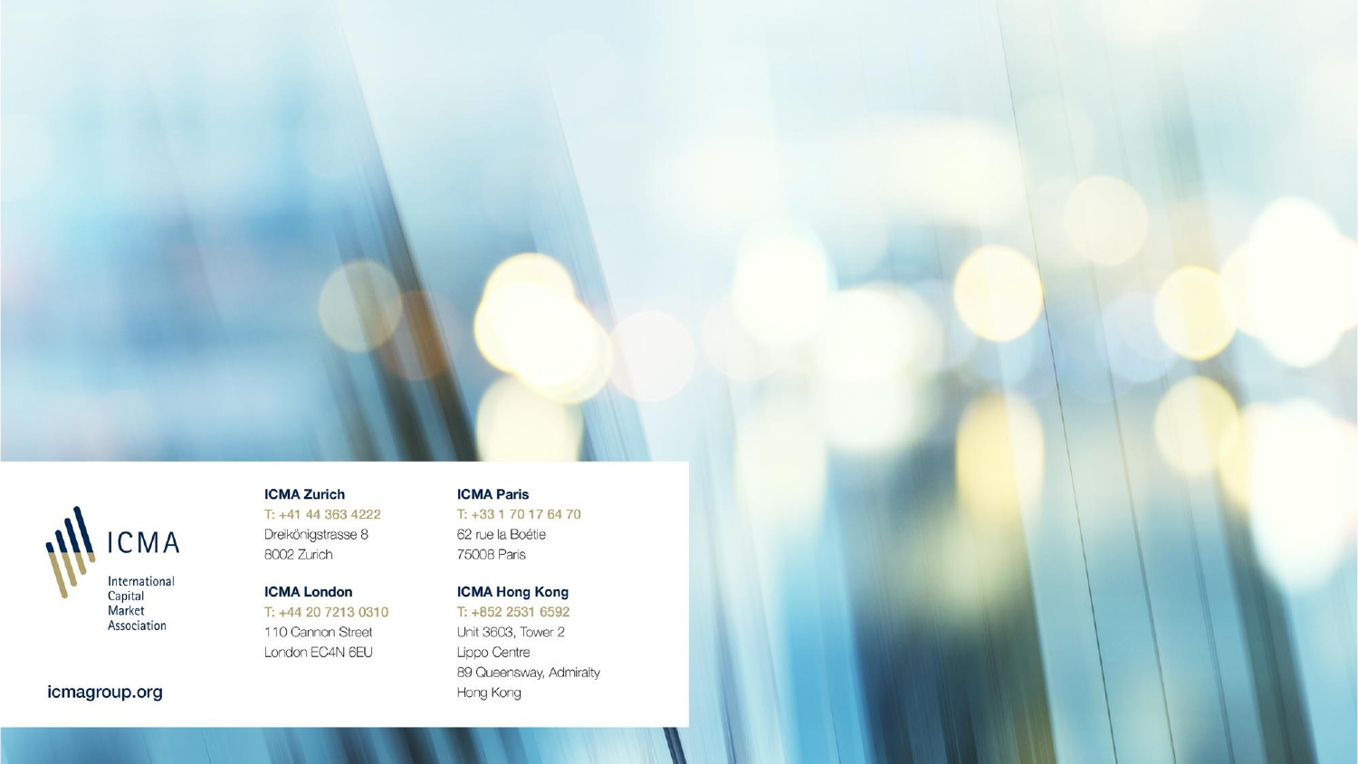ICMA

International Capital Market Association

icmagroup.org

**ICMA Zurich**
T: +41 44 363 4222
Dreikönigstrasse 8
8002 Zurich

**ICMA London**
T: +44 20 7213 0310
110 Cannon Street
London EC4N 6EU

**ICMA Paris**
T: +33 1 70 17 64 70
62 rue la Boétie
75008 Paris

**ICMA Hong Kong**
T: +852 2531 6592
Unit 3603, Tower 2
Lippo Centre
89 Queensway, Admiralty
Hong Kong